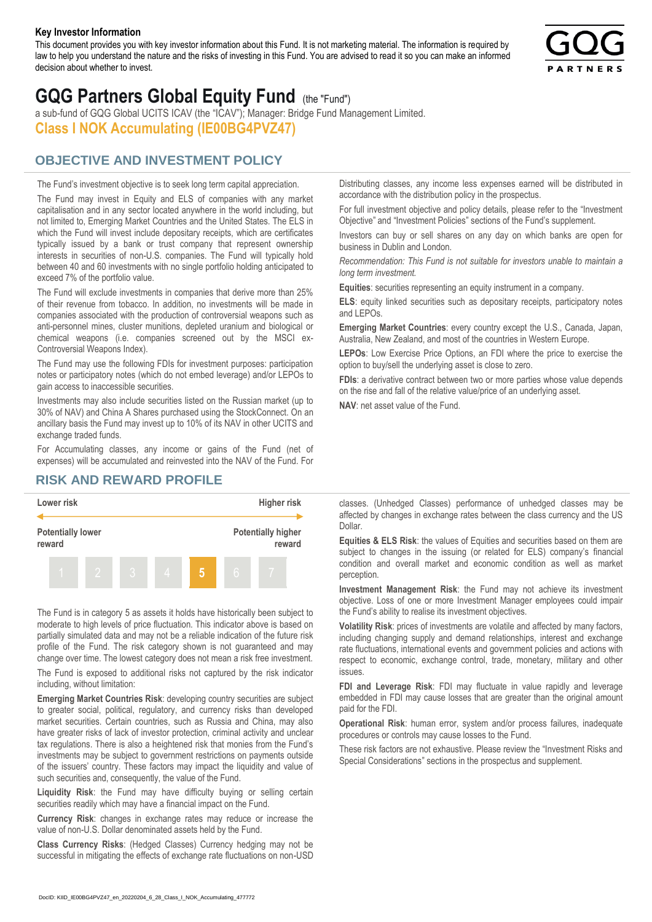**Key Investor Information**

This document provides you with key investor information about this Fund. It is not marketing material. The information is required by law to help you understand the nature and the risks of investing in this Fund. You are advised to read it so you can make an informed decision about whether to invest.

# GQG Partners Global Equity Fund (the "Fund")

a sub-fund of GQG Global UCITS ICAV (the "ICAV"); Manager: Bridge Fund Management Limited.

## Class I NOK Accumulating (IE00BG4PVZ47)

## OBJECTIVE AND INVESTMENT POLICY

The Fund's investment objective is to seek long term capital appreciation.

The Fund may invest in Equity and ELS of companies with any market capitalisation and in any sector located anywhere in the world including, but not limited to, Emerging Market Countries and the United States. The ELS in which the Fund will invest include depositary receipts, which are certificates typically issued by a bank or trust company that represent ownership interests in securities of non-U.S. companies. The Fund will typically hold between 40 and 60 investments with no single portfolio holding anticipated to exceed 7% of the portfolio value.

The Fund will exclude investments in companies that derive more than 25% of their revenue from tobacco. In addition, no investments will be made in companies associated with the production of controversial weapons such as anti-personnel mines, cluster munitions, depleted uranium and biological or chemical weapons (i.e. companies screened out by the MSCI ex-Controversial Weapons Index).

The Fund may use the following FDIs for investment purposes: participation notes or participatory notes (which do not embed leverage) and/or LEPOs to gain access to inaccessible securities.

Investments may also include securities listed on the Russian market (up to 30% of NAV) and China A Shares purchased using the StockConnect. On an ancillary basis the Fund may invest up to 10% of its NAV in other UCITS and exchange traded funds.

For Accumulating classes, any income or gains of the Fund (net of expenses) will be accumulated and reinvested into the NAV of the Fund. For Distributing classes, any income less expenses earned will be distributed in accordance with the distribution policy in the prospectus.

For full investment objective and policy details, please refer to the "Investment Objective" and "Investment Policies" sections of the Fund's supplement.

Investors can buy or sell shares on any day on which banks are open for business in Dublin and London.

*Recommendation: This Fund is not suitable for investors unable to maintain a long term investment.*

**Equities**: securities representing an equity instrument in a company.

**ELS**: equity linked securities such as depositary receipts, participatory notes and LEPOs.

**Emerging Market Countries**: every country except the U.S., Canada, Japan, Australia, New Zealand, and most of the countries in Western Europe.

**LEPOs**: Low Exercise Price Options, an FDI where the price to exercise the option to buy/sell the underlying asset is close to zero.

**FDIs**: a derivative contract between two or more parties whose value depends on the rise and fall of the relative value/price of an underlying asset.

**NAV**: net asset value of the Fund.

## RISK AND REWARD PROFILE

| Lower risk | | | | | | Higher risk |
|---|---|---|---|---|---|---|
| Potentially lower reward | | | | | | Potentially higher reward |
| 1 | 2 | 3 | 4 | **5** | 6 | 7 |

The Fund is in category 5 as assets it holds have historically been subject to moderate to high levels of price fluctuation. This indicator above is based on partially simulated data and may not be a reliable indication of the future risk profile of the Fund. The risk category shown is not guaranteed and may change over time. The lowest category does not mean a risk free investment.

The Fund is exposed to additional risks not captured by the risk indicator including, without limitation:

**Emerging Market Countries Risk**: developing country securities are subject to greater social, political, regulatory, and currency risks than developed market securities. Certain countries, such as Russia and China, may also have greater risks of lack of investor protection, criminal activity and unclear tax regulations. There is also a heightened risk that monies from the Fund's investments may be subject to government restrictions on payments outside of the issuers' country. These factors may impact the liquidity and value of such securities and, consequently, the value of the Fund.

**Liquidity Risk**: the Fund may have difficulty buying or selling certain securities readily which may have a financial impact on the Fund.

**Currency Risk**: changes in exchange rates may reduce or increase the value of non-U.S. Dollar denominated assets held by the Fund.

**Class Currency Risks**: (Hedged Classes) Currency hedging may not be successful in mitigating the effects of exchange rate fluctuations on non-USD classes. (Unhedged Classes) performance of unhedged classes may be affected by changes in exchange rates between the class currency and the US Dollar.

**Equities & ELS Risk**: the values of Equities and securities based on them are subject to changes in the issuing (or related for ELS) company's financial condition and overall market and economic condition as well as market perception.

**Investment Management Risk**: the Fund may not achieve its investment objective. Loss of one or more Investment Manager employees could impair the Fund's ability to realise its investment objectives.

**Volatility Risk**: prices of investments are volatile and affected by many factors, including changing supply and demand relationships, interest and exchange rate fluctuations, international events and government policies and actions with respect to economic, exchange control, trade, monetary, military and other issues.

**FDI and Leverage Risk**: FDI may fluctuate in value rapidly and leverage embedded in FDI may cause losses that are greater than the original amount paid for the FDI.

**Operational Risk**: human error, system and/or process failures, inadequate procedures or controls may cause losses to the Fund.

These risk factors are not exhaustive. Please review the "Investment Risks and Special Considerations" sections in the prospectus and supplement.

DocID: KIID_IE00BG4PVZ47_en_20220204_6_28_Class_I_NOK_Accumulating_477772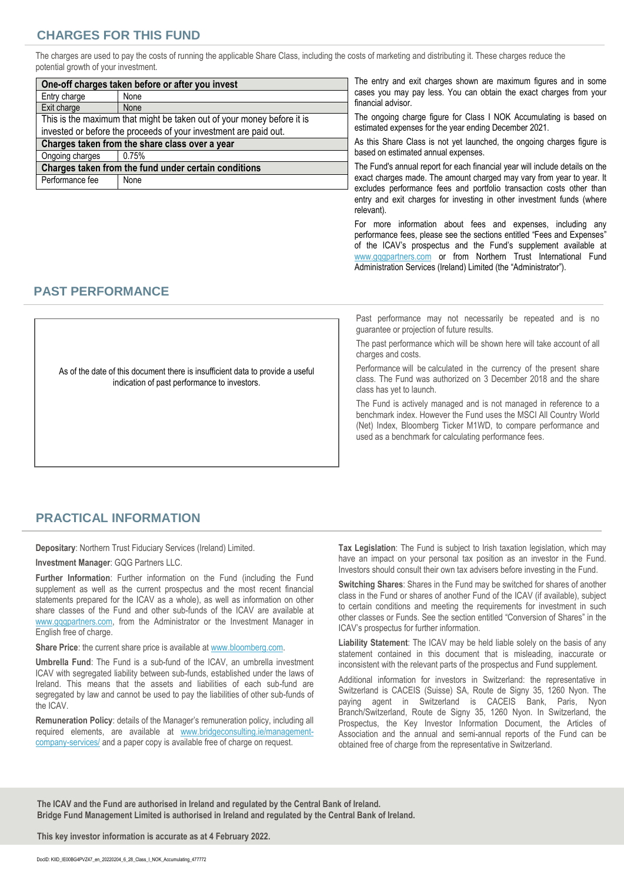## CHARGES FOR THIS FUND

The charges are used to pay the costs of running the applicable Share Class, including the costs of marketing and distributing it. These charges reduce the potential growth of your investment.

| One-off charges taken before or after you invest | |
|---|---|
| Entry charge | None |
| Exit charge | None |
| This is the maximum that might be taken out of your money before it is invested or before the proceeds of your investment are paid out. | |
| **Charges taken from the share class over a year** | |
| Ongoing charges | 0.75% |
| **Charges taken from the fund under certain conditions** | |
| Performance fee | None |

The entry and exit charges shown are maximum figures and in some cases you may pay less. You can obtain the exact charges from your financial advisor.

The ongoing charge figure for Class I NOK Accumulating is based on estimated expenses for the year ending December 2021.

As this Share Class is not yet launched, the ongoing charges figure is based on estimated annual expenses.

The Fund's annual report for each financial year will include details on the exact charges made. The amount charged may vary from year to year. It excludes performance fees and portfolio transaction costs other than entry and exit charges for investing in other investment funds (where relevant).

For more information about fees and expenses, including any performance fees, please see the sections entitled "Fees and Expenses" of the ICAV's prospectus and the Fund's supplement available at www.gqgpartners.com or from Northern Trust International Fund Administration Services (Ireland) Limited (the "Administrator").

## PAST PERFORMANCE

As of the date of this document there is insufficient data to provide a useful indication of past performance to investors.

Past performance may not necessarily be repeated and is no guarantee or projection of future results.

The past performance which will be shown here will take account of all charges and costs.

Performance will be calculated in the currency of the present share class. The Fund was authorized on 3 December 2018 and the share class has yet to launch.

The Fund is actively managed and is not managed in reference to a benchmark index. However the Fund uses the MSCI All Country World (Net) Index, Bloomberg Ticker M1WD, to compare performance and used as a benchmark for calculating performance fees.

## PRACTICAL INFORMATION

**Depositary**: Northern Trust Fiduciary Services (Ireland) Limited.

**Investment Manager**: GQG Partners LLC.

**Further Information**: Further information on the Fund (including the Fund supplement as well as the current prospectus and the most recent financial statements prepared for the ICAV as a whole), as well as information on other share classes of the Fund and other sub-funds of the ICAV are available at www.gqgpartners.com, from the Administrator or the Investment Manager in English free of charge.

**Share Price**: the current share price is available at www.bloomberg.com.

**Umbrella Fund**: The Fund is a sub-fund of the ICAV, an umbrella investment ICAV with segregated liability between sub-funds, established under the laws of Ireland. This means that the assets and liabilities of each sub-fund are segregated by law and cannot be used to pay the liabilities of other sub-funds of the ICAV.

**Remuneration Policy**: details of the Manager's remuneration policy, including all required elements, are available at www.bridgeconsulting.ie/management-company-services/ and a paper copy is available free of charge on request.

**Tax Legislation**: The Fund is subject to Irish taxation legislation, which may have an impact on your personal tax position as an investor in the Fund. Investors should consult their own tax advisers before investing in the Fund.

**Switching Shares**: Shares in the Fund may be switched for shares of another class in the Fund or shares of another Fund of the ICAV (if available), subject to certain conditions and meeting the requirements for investment in such other classes or Funds. See the section entitled "Conversion of Shares" in the ICAV's prospectus for further information.

**Liability Statement**: The ICAV may be held liable solely on the basis of any statement contained in this document that is misleading, inaccurate or inconsistent with the relevant parts of the prospectus and Fund supplement.

Additional information for investors in Switzerland: the representative in Switzerland is CACEIS (Suisse) SA, Route de Signy 35, 1260 Nyon. The paying agent in Switzerland is CACEIS Bank, Paris, Nyon Branch/Switzerland, Route de Signy 35, 1260 Nyon. In Switzerland, the Prospectus, the Key Investor Information Document, the Articles of Association and the annual and semi-annual reports of the Fund can be obtained free of charge from the representative in Switzerland.

**The ICAV and the Fund are authorised in Ireland and regulated by the Central Bank of Ireland.**
**Bridge Fund Management Limited is authorised in Ireland and regulated by the Central Bank of Ireland.**

**This key investor information is accurate as at 4 February 2022.**

DocID: KIID_IE00BG4PVZ47_en_20220204_6_28_Class_I_NOK_Accumulating_477772